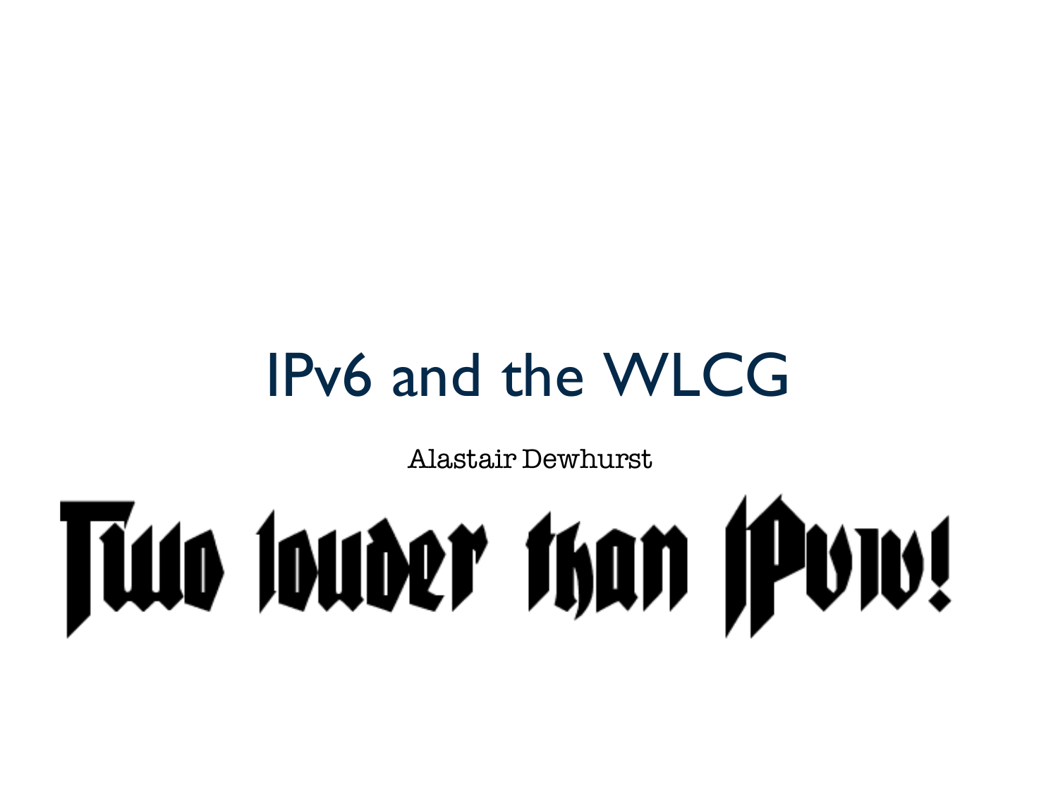# IPv6 and the WLCG

Alastair Dewhurst

Two louder than IPv4!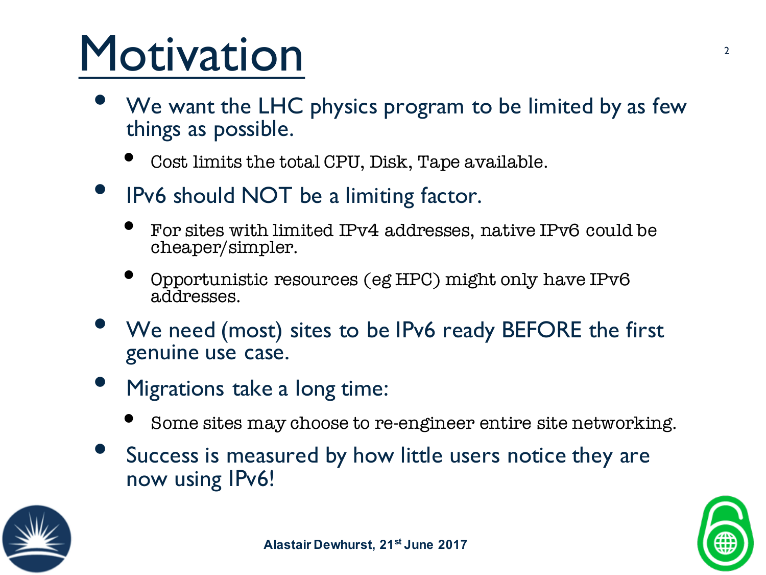# Motivation

- We want the LHC physics program to be limited by as few things as possible.
  - Cost limits the total CPU, Disk, Tape available.
- IPv6 should NOT be a limiting factor.
  - For sites with limited IPv4 addresses, native IPv6 could be cheaper/simpler.
  - Opportunistic resources (eg HPC) might only have IPv6 addresses.
- We need (most) sites to be IPv6 ready BEFORE the first genuine use case.
- Migrations take a long time:
  - Some sites may choose to re-engineer entire site networking.
- Success is measured by how little users notice they are now using IPv6!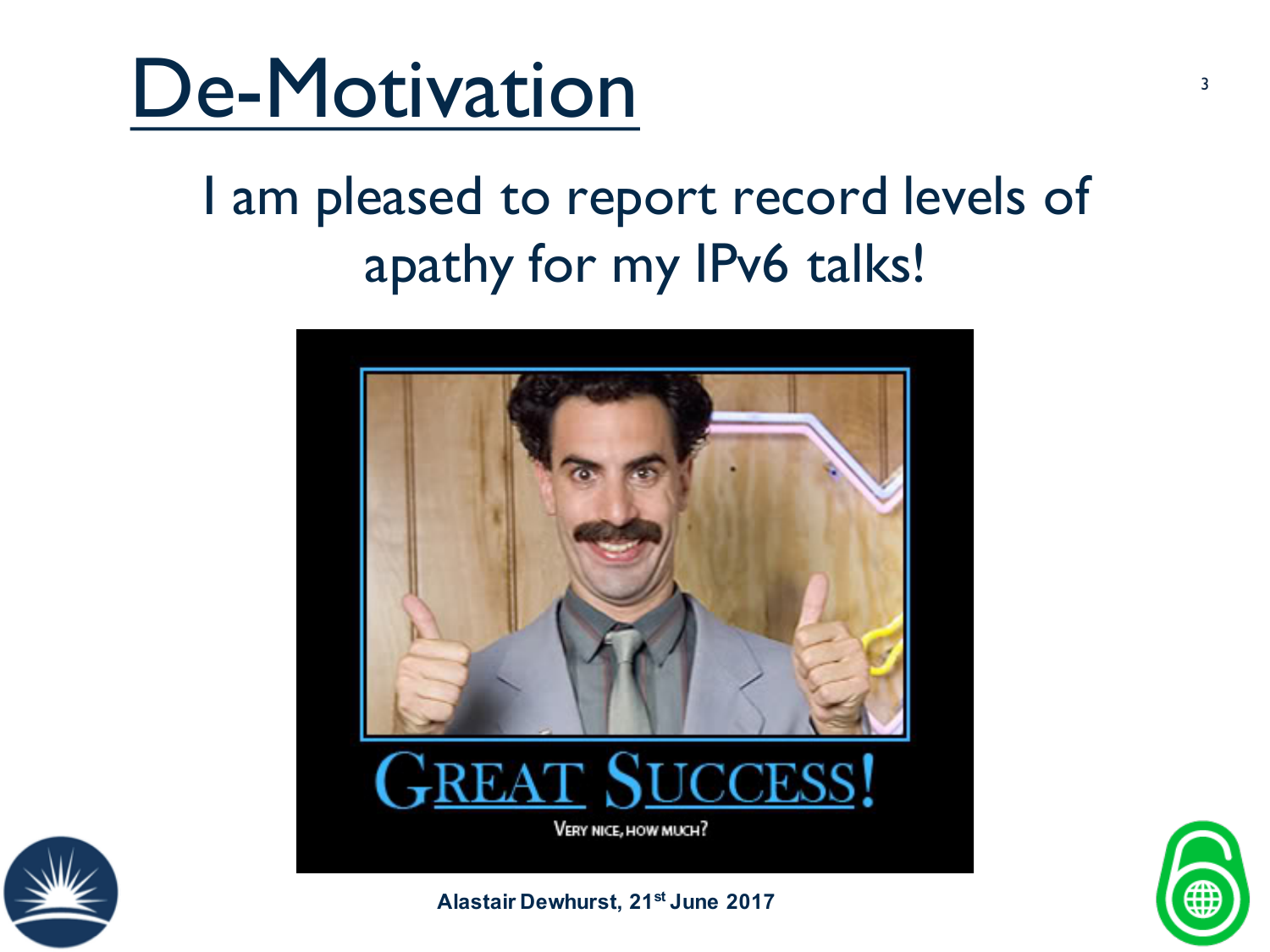# De-Motivation

I am pleased to report record levels of apathy for my IPv6 talks!

GREAT SUCCESS!

VERY NICE, HOW MUCH?

Alastair Dewhurst, 21st June 2017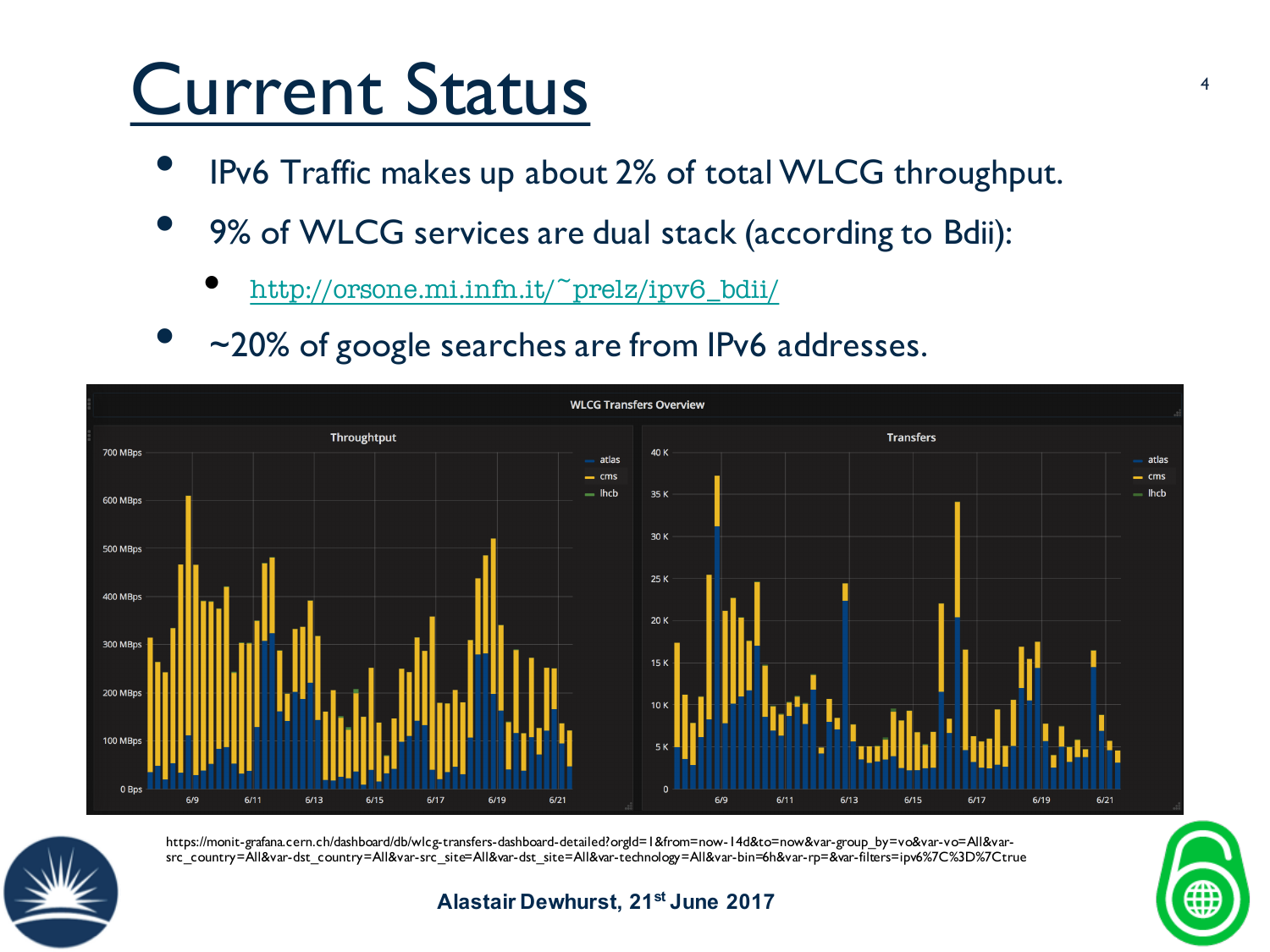# Current Status

- IPv6 Traffic makes up about 2% of total WLCG throughput.
- 9% of WLCG services are dual stack (according to Bdii):
  - http://orsone.mi.infn.it/~prelz/ipv6_bdii/
- ~20% of google searches are from IPv6 addresses.

https://monit-grafana.cern.ch/dashboard/db/wlcg-transfers-dashboard-detailed?orgId=1&from=now-14d&to=now&var-group_by=vo&var-vo=All&var-src_country=All&var-dst_country=All&var-src_site=All&var-dst_site=All&var-technology=All&var-bin=6h&var-rp=&var-filters=ipv6%7C%3D%7Ctrue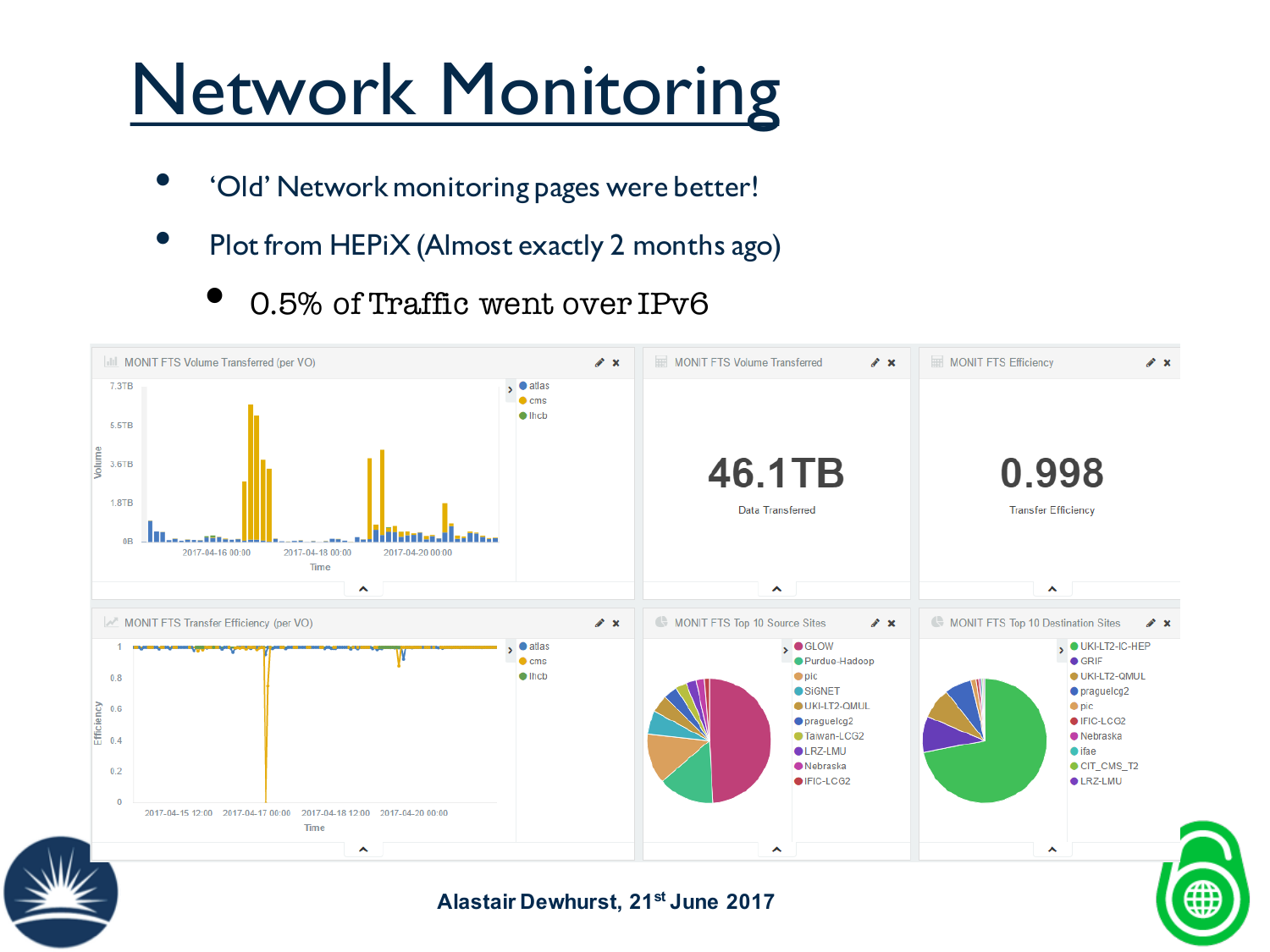# Network Monitoring

- 'Old' Network monitoring pages were better!
- Plot from HEPiX (Almost exactly 2 months ago)
  - 0.5% of Traffic went over IPv6

MONIT FTS Volume Transferred (per VO)

MONIT FTS Volume Transferred

46.1TB

Data Transferred

MONIT FTS Efficiency

0.998

Transfer Efficiency

MONIT FTS Transfer Efficiency (per VO)

MONIT FTS Top 10 Source Sites

MONIT FTS Top 10 Destination Sites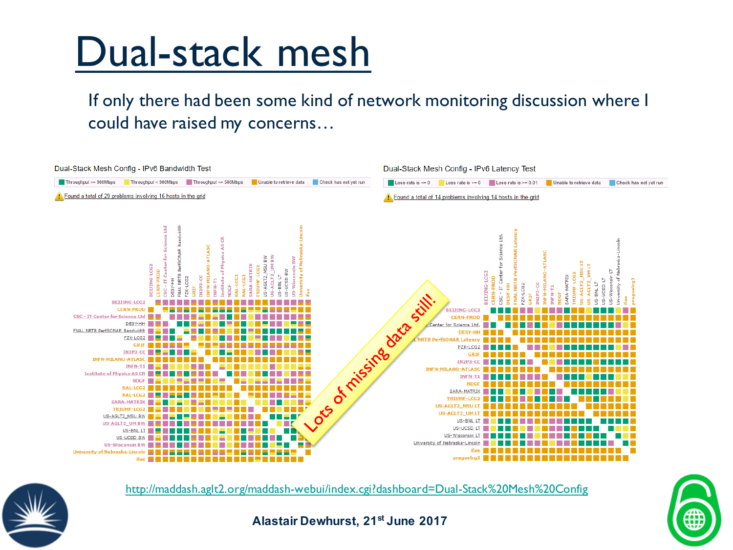# Dual-stack mesh

If only there had been some kind of network monitoring discussion where I could have raised my concerns…

Dual-Stack Mesh Config - IPv6 Bandwidth Test

Throughput >= 900Mbps | Throughput < 900Mbps | Throughput <= 500Mbps | Unable to retrieve data | Check has not yet run

Found a total of 29 problems involving 16 hosts in the grid

Dual-Stack Mesh Config - IPv6 Latency Test

Loss rate is <= 0 | Loss rate is >= 0 | Loss rate is >= 0.01 | Unable to retrieve data | Check has not yet run

Found a total of 14 problems involving 14 hosts in the grid

Lots of missing data still!

http://maddash.aglt2.org/maddash-webui/index.cgi?dashboard=Dual-Stack%20Mesh%20Config

Alastair Dewhurst, 21st June 2017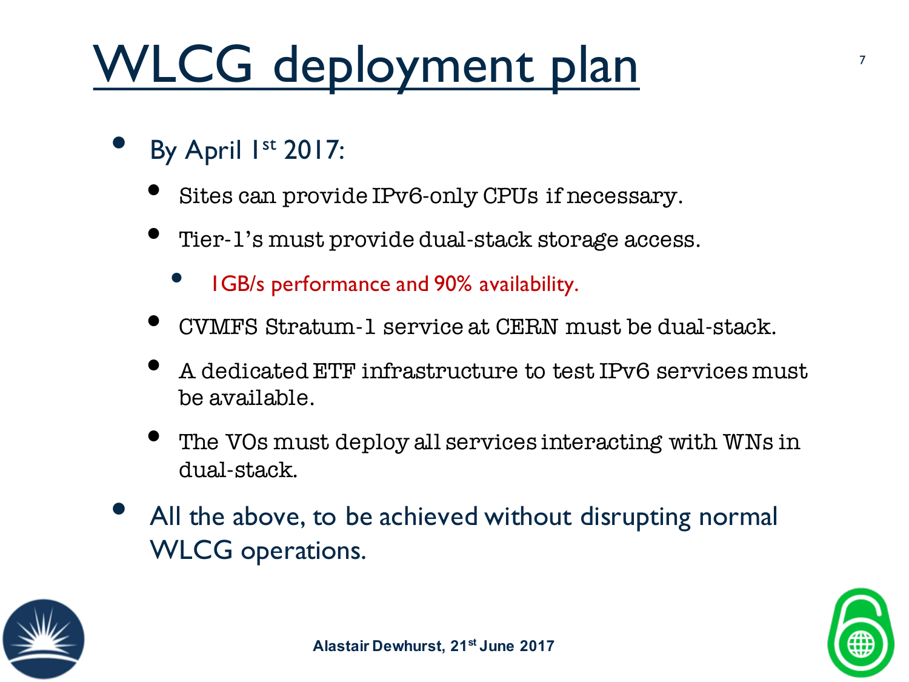# WLCG deployment plan

- By April 1st 2017:
  - Sites can provide IPv6-only CPUs if necessary.
  - Tier-1's must provide dual-stack storage access.
    - 1GB/s performance and 90% availability.
  - CVMFS Stratum-1 service at CERN must be dual-stack.
  - A dedicated ETF infrastructure to test IPv6 services must be available.
  - The VOs must deploy all services interacting with WNs in dual-stack.
- All the above, to be achieved without disrupting normal WLCG operations.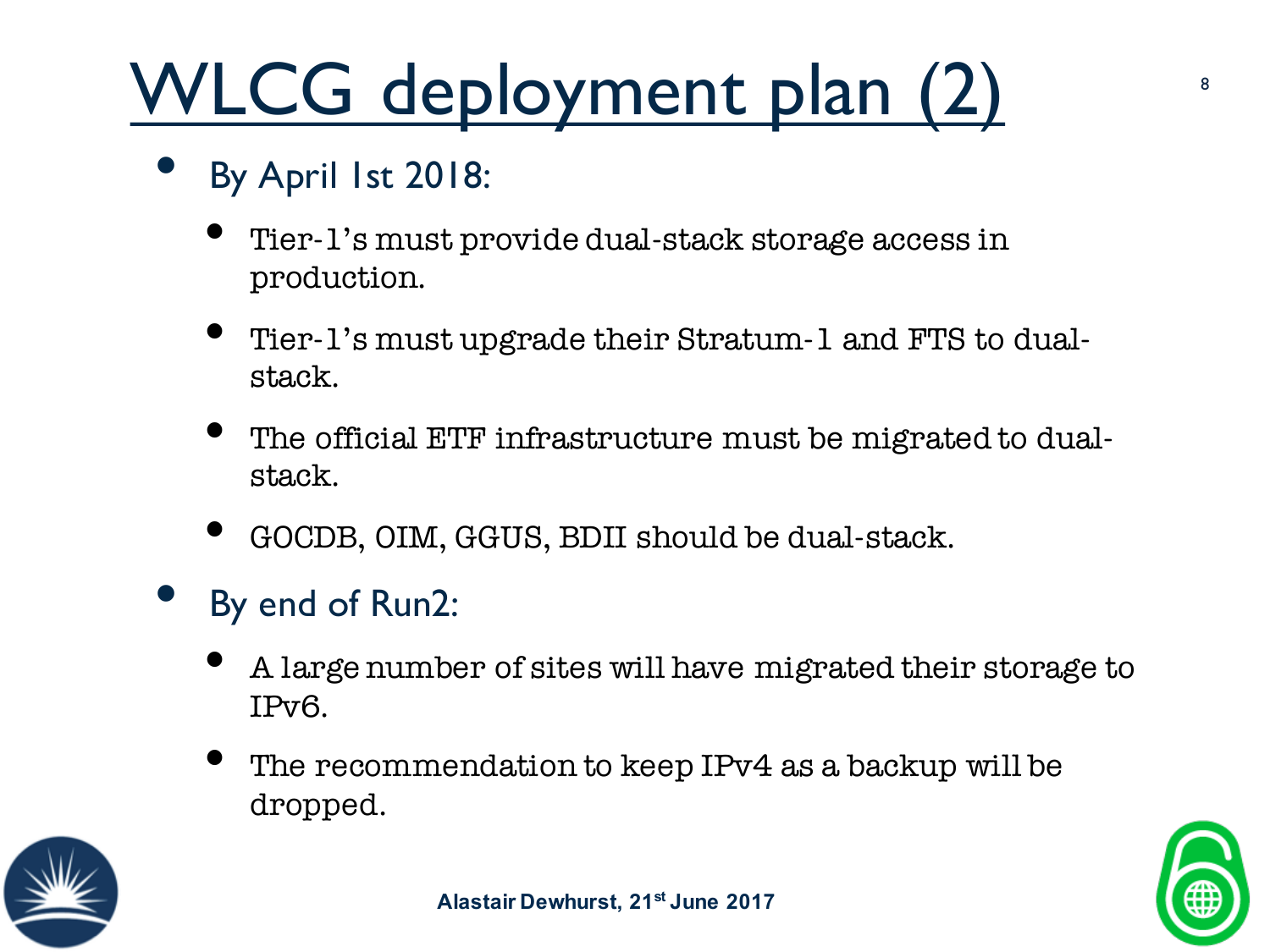# WLCG deployment plan (2)

- By April 1st 2018:
  - Tier-1's must provide dual-stack storage access in production.
  - Tier-1's must upgrade their Stratum-1 and FTS to dual-stack.
  - The official ETF infrastructure must be migrated to dual-stack.
  - GOCDB, OIM, GGUS, BDII should be dual-stack.
- By end of Run2:
  - A large number of sites will have migrated their storage to IPv6.
  - The recommendation to keep IPv4 as a backup will be dropped.

Alastair Dewhurst, 21st June 2017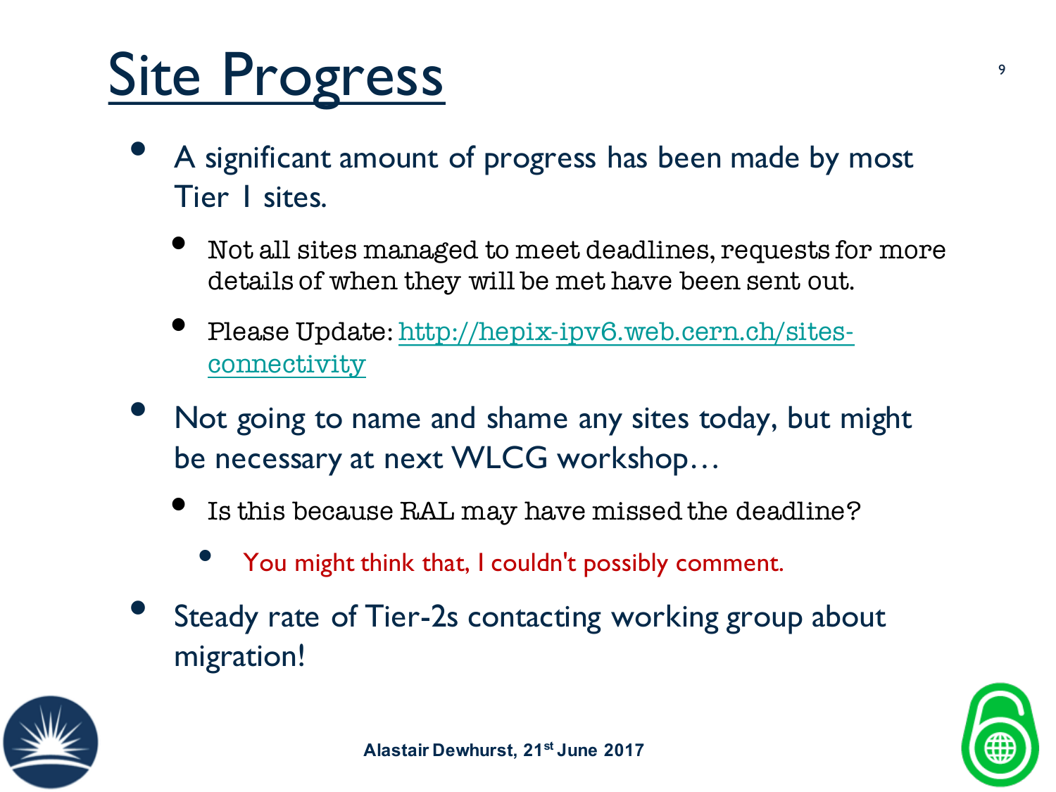# Site Progress

- A significant amount of progress has been made by most Tier 1 sites.
  - Not all sites managed to meet deadlines, requests for more details of when they will be met have been sent out.
  - Please Update: http://hepix-ipv6.web.cern.ch/sites-connectivity
- Not going to name and shame any sites today, but might be necessary at next WLCG workshop…
  - Is this because RAL may have missed the deadline?
    - You might think that, I couldn't possibly comment.
- Steady rate of Tier-2s contacting working group about migration!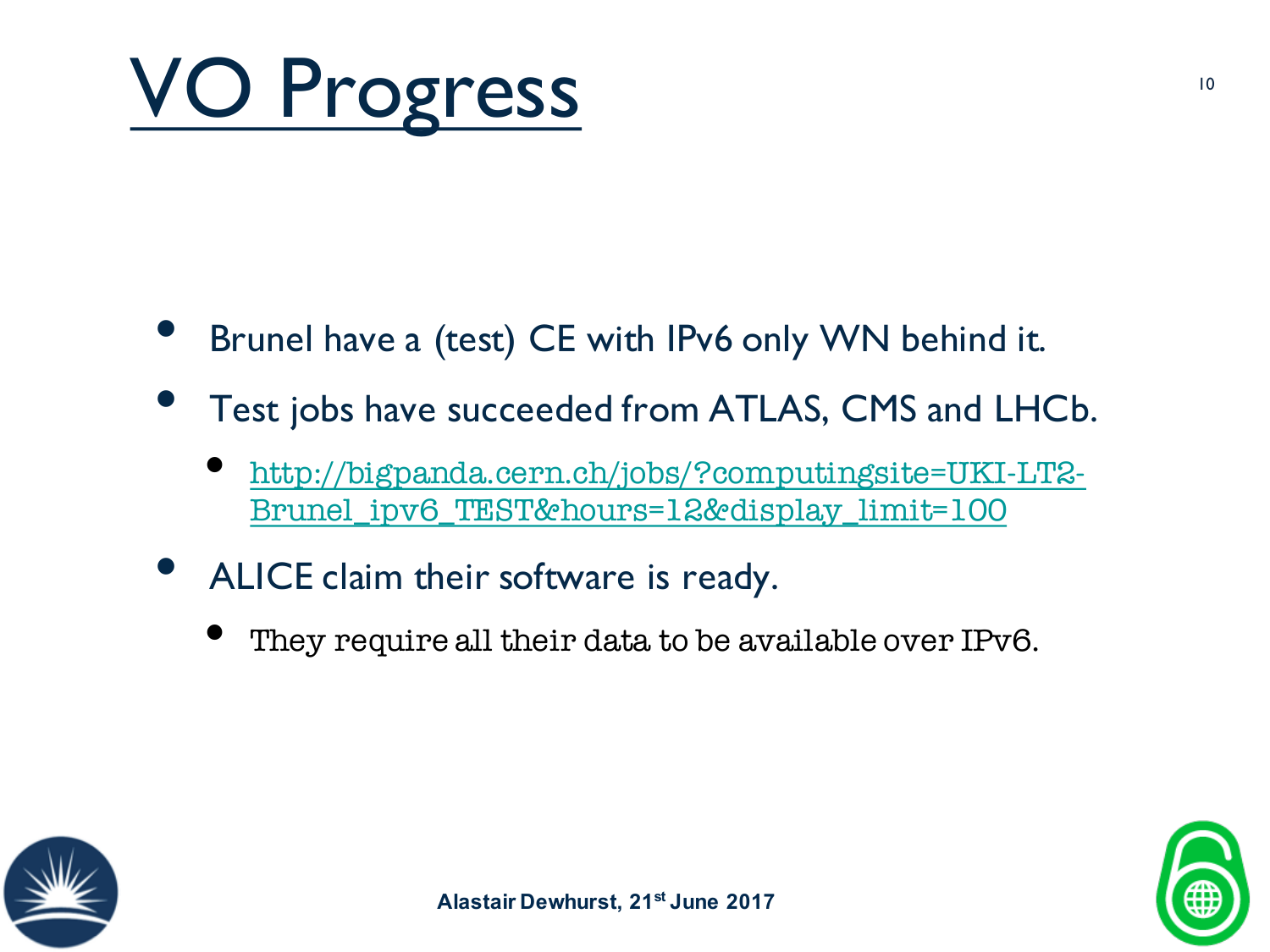# VO Progress

- Brunel have a (test) CE with IPv6 only WN behind it.
- Test jobs have succeeded from ATLAS, CMS and LHCb.
  - http://bigpanda.cern.ch/jobs/?computingsite=UKI-LT2-Brunel_ipv6_TEST&hours=12&display_limit=100
- ALICE claim their software is ready.
  - They require all their data to be available over IPv6.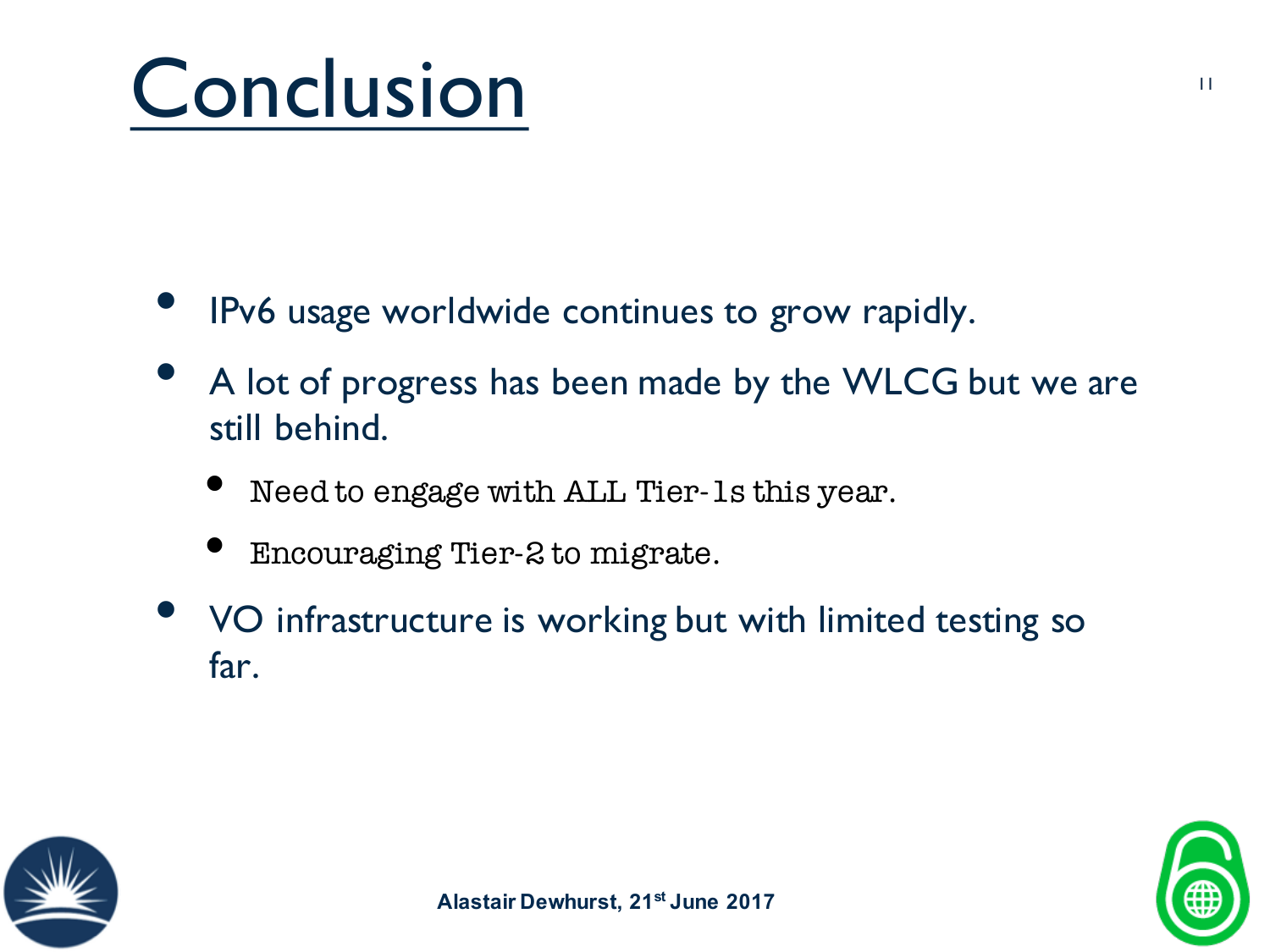# Conclusion

- IPv6 usage worldwide continues to grow rapidly.
- A lot of progress has been made by the WLCG but we are still behind.
  - Need to engage with ALL Tier-1s this year.
  - Encouraging Tier-2 to migrate.
- VO infrastructure is working but with limited testing so far.

**Alastair Dewhurst, 21st June 2017**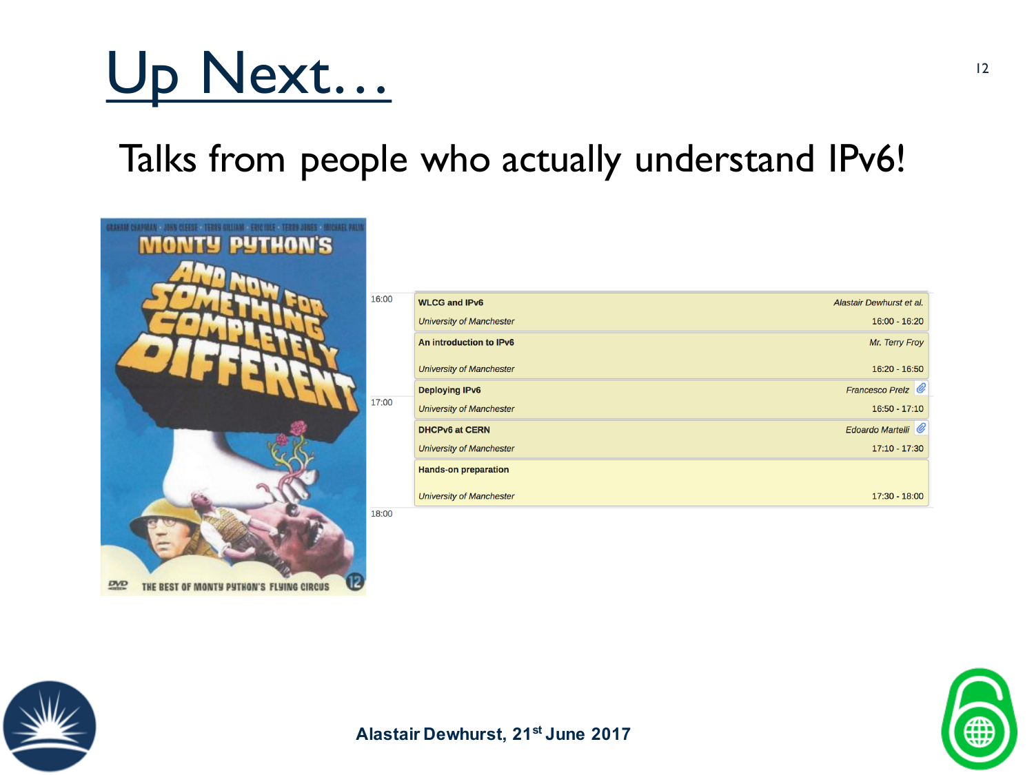# Up Next…

Talks from people who actually understand IPv6!

| Time | Talk | Speaker / Time |
| --- | --- | --- |
| 16:00 | **WLCG and IPv6** *University of Manchester* | *Alastair Dewhurst et al.* 16:00 - 16:20 |
| | **An introduction to IPv6** *University of Manchester* | *Mr. Terry Froy* 16:20 - 16:50 |
| | **Deploying IPv6** *University of Manchester* | *Francesco Prelz* 16:50 - 17:10 |
| 17:00 | **DHCPv6 at CERN** *University of Manchester* | *Edoardo Martelli* 17:10 - 17:30 |
| | **Hands-on preparation** *University of Manchester* | 17:30 - 18:00 |
| 18:00 | | |

**Alastair Dewhurst, 21st June 2017**